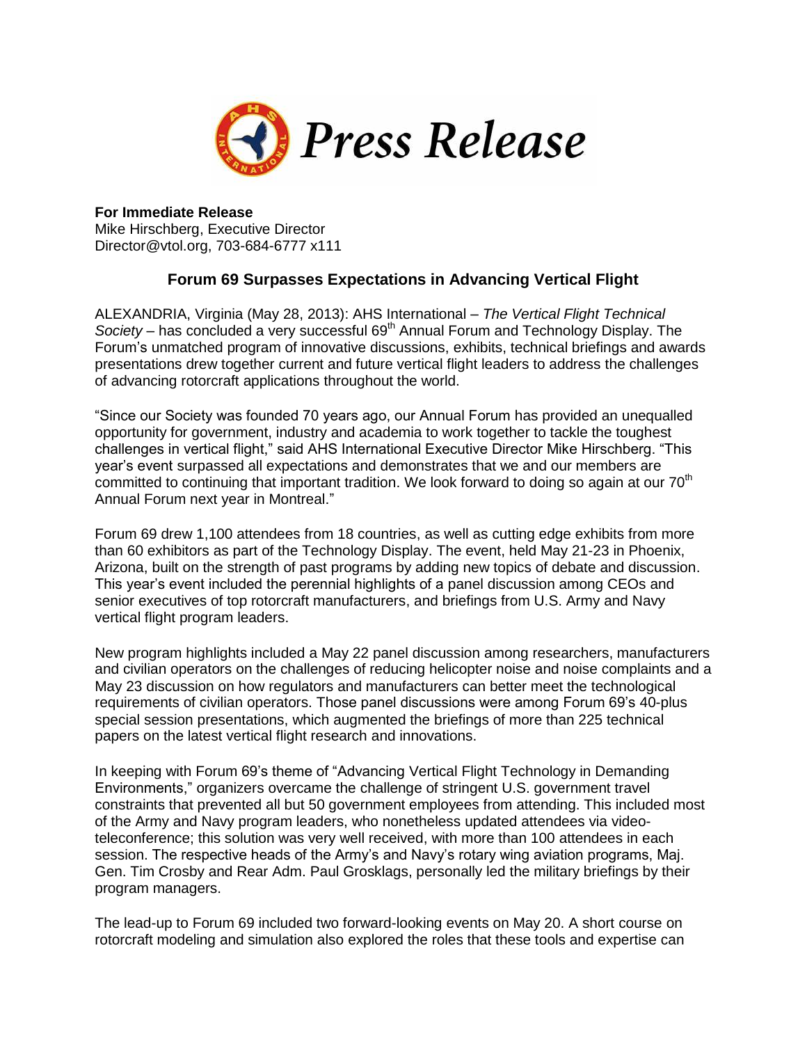# Press Release

**For Immediate Release**
Mike Hirschberg, Executive Director
Director@vtol.org, 703-684-6777 x111

## Forum 69 Surpasses Expectations in Advancing Vertical Flight

ALEXANDRIA, Virginia (May 28, 2013): AHS International – *The Vertical Flight Technical Society* – has concluded a very successful 69th Annual Forum and Technology Display. The Forum's unmatched program of innovative discussions, exhibits, technical briefings and awards presentations drew together current and future vertical flight leaders to address the challenges of advancing rotorcraft applications throughout the world.

"Since our Society was founded 70 years ago, our Annual Forum has provided an unequalled opportunity for government, industry and academia to work together to tackle the toughest challenges in vertical flight," said AHS International Executive Director Mike Hirschberg. "This year's event surpassed all expectations and demonstrates that we and our members are committed to continuing that important tradition. We look forward to doing so again at our 70th Annual Forum next year in Montreal."

Forum 69 drew 1,100 attendees from 18 countries, as well as cutting edge exhibits from more than 60 exhibitors as part of the Technology Display. The event, held May 21-23 in Phoenix, Arizona, built on the strength of past programs by adding new topics of debate and discussion. This year's event included the perennial highlights of a panel discussion among CEOs and senior executives of top rotorcraft manufacturers, and briefings from U.S. Army and Navy vertical flight program leaders.

New program highlights included a May 22 panel discussion among researchers, manufacturers and civilian operators on the challenges of reducing helicopter noise and noise complaints and a May 23 discussion on how regulators and manufacturers can better meet the technological requirements of civilian operators. Those panel discussions were among Forum 69's 40-plus special session presentations, which augmented the briefings of more than 225 technical papers on the latest vertical flight research and innovations.

In keeping with Forum 69's theme of "Advancing Vertical Flight Technology in Demanding Environments," organizers overcame the challenge of stringent U.S. government travel constraints that prevented all but 50 government employees from attending. This included most of the Army and Navy program leaders, who nonetheless updated attendees via video-teleconference; this solution was very well received, with more than 100 attendees in each session. The respective heads of the Army's and Navy's rotary wing aviation programs, Maj. Gen. Tim Crosby and Rear Adm. Paul Grosklags, personally led the military briefings by their program managers.

The lead-up to Forum 69 included two forward-looking events on May 20. A short course on rotorcraft modeling and simulation also explored the roles that these tools and expertise can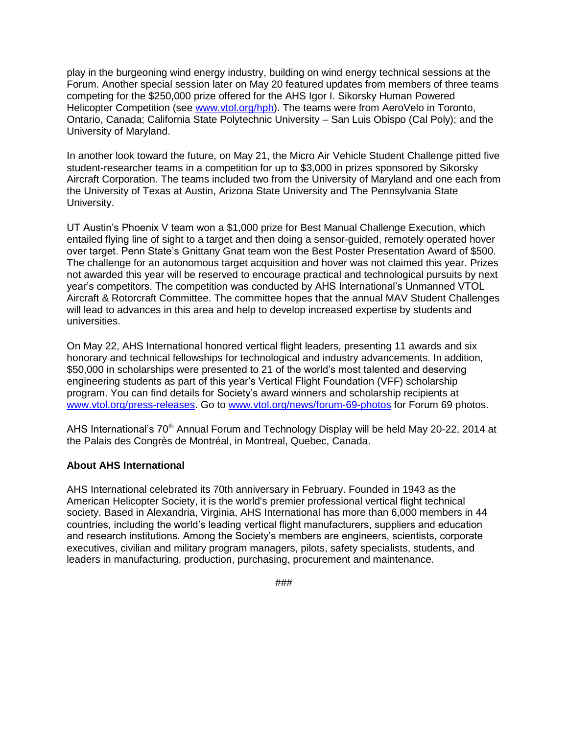play in the burgeoning wind energy industry, building on wind energy technical sessions at the Forum. Another special session later on May 20 featured updates from members of three teams competing for the $250,000 prize offered for the AHS Igor I. Sikorsky Human Powered Helicopter Competition (see www.vtol.org/hph). The teams were from AeroVelo in Toronto, Ontario, Canada; California State Polytechnic University – San Luis Obispo (Cal Poly); and the University of Maryland.

In another look toward the future, on May 21, the Micro Air Vehicle Student Challenge pitted five student-researcher teams in a competition for up to $3,000 in prizes sponsored by Sikorsky Aircraft Corporation. The teams included two from the University of Maryland and one each from the University of Texas at Austin, Arizona State University and The Pennsylvania State University.

UT Austin's Phoenix V team won a $1,000 prize for Best Manual Challenge Execution, which entailed flying line of sight to a target and then doing a sensor-guided, remotely operated hover over target. Penn State's Gnittany Gnat team won the Best Poster Presentation Award of $500. The challenge for an autonomous target acquisition and hover was not claimed this year. Prizes not awarded this year will be reserved to encourage practical and technological pursuits by next year's competitors. The competition was conducted by AHS International's Unmanned VTOL Aircraft & Rotorcraft Committee. The committee hopes that the annual MAV Student Challenges will lead to advances in this area and help to develop increased expertise by students and universities.

On May 22, AHS International honored vertical flight leaders, presenting 11 awards and six honorary and technical fellowships for technological and industry advancements. In addition, $50,000 in scholarships were presented to 21 of the world's most talented and deserving engineering students as part of this year's Vertical Flight Foundation (VFF) scholarship program. You can find details for Society's award winners and scholarship recipients at www.vtol.org/press-releases. Go to www.vtol.org/news/forum-69-photos for Forum 69 photos.

AHS International's 70th Annual Forum and Technology Display will be held May 20-22, 2014 at the Palais des Congrès de Montréal, in Montreal, Quebec, Canada.

**About AHS International**

AHS International celebrated its 70th anniversary in February. Founded in 1943 as the American Helicopter Society, it is the world's premier professional vertical flight technical society. Based in Alexandria, Virginia, AHS International has more than 6,000 members in 44 countries, including the world's leading vertical flight manufacturers, suppliers and education and research institutions. Among the Society's members are engineers, scientists, corporate executives, civilian and military program managers, pilots, safety specialists, students, and leaders in manufacturing, production, purchasing, procurement and maintenance.

###